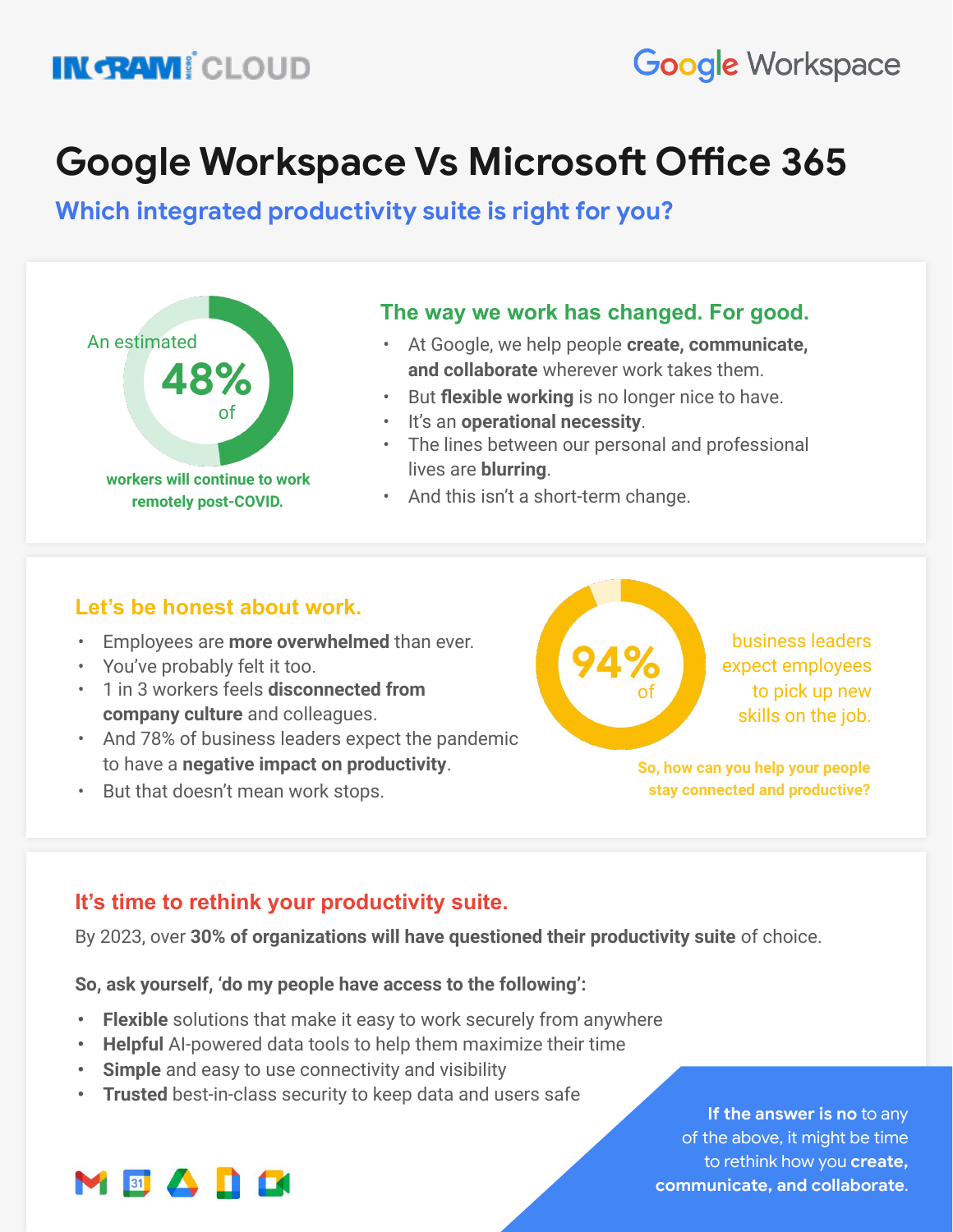INGRAM MICRO CLOUD

Google Workspace

# Google Workspace Vs Microsoft Office 365

## Which integrated productivity suite is right for you?

An estimated **48%** of workers will continue to work remotely post-COVID.

### The way we work has changed. For good.

- At Google, we help people **create, communicate, and collaborate** wherever work takes them.
- But **flexible working** is no longer nice to have.
- It's an **operational necessity**.
- The lines between our personal and professional lives are **blurring**.
- And this isn't a short-term change.

### Let's be honest about work.

- Employees are **more overwhelmed** than ever.
- You've probably felt it too.
- 1 in 3 workers feels **disconnected from company culture** and colleagues.
- And 78% of business leaders expect the pandemic to have a **negative impact on productivity**.
- But that doesn't mean work stops.

**94%** of business leaders expect employees to pick up new skills on the job.

**So, how can you help your people stay connected and productive?**

### It's time to rethink your productivity suite.

By 2023, over **30% of organizations will have questioned their productivity suite** of choice.

**So, ask yourself, 'do my people have access to the following':**

- **Flexible** solutions that make it easy to work securely from anywhere
- **Helpful** AI-powered data tools to help them maximize their time
- **Simple** and easy to use connectivity and visibility
- **Trusted** best-in-class security to keep data and users safe

**If the answer is no** to any of the above, it might be time to rethink how you **create, communicate, and collaborate**.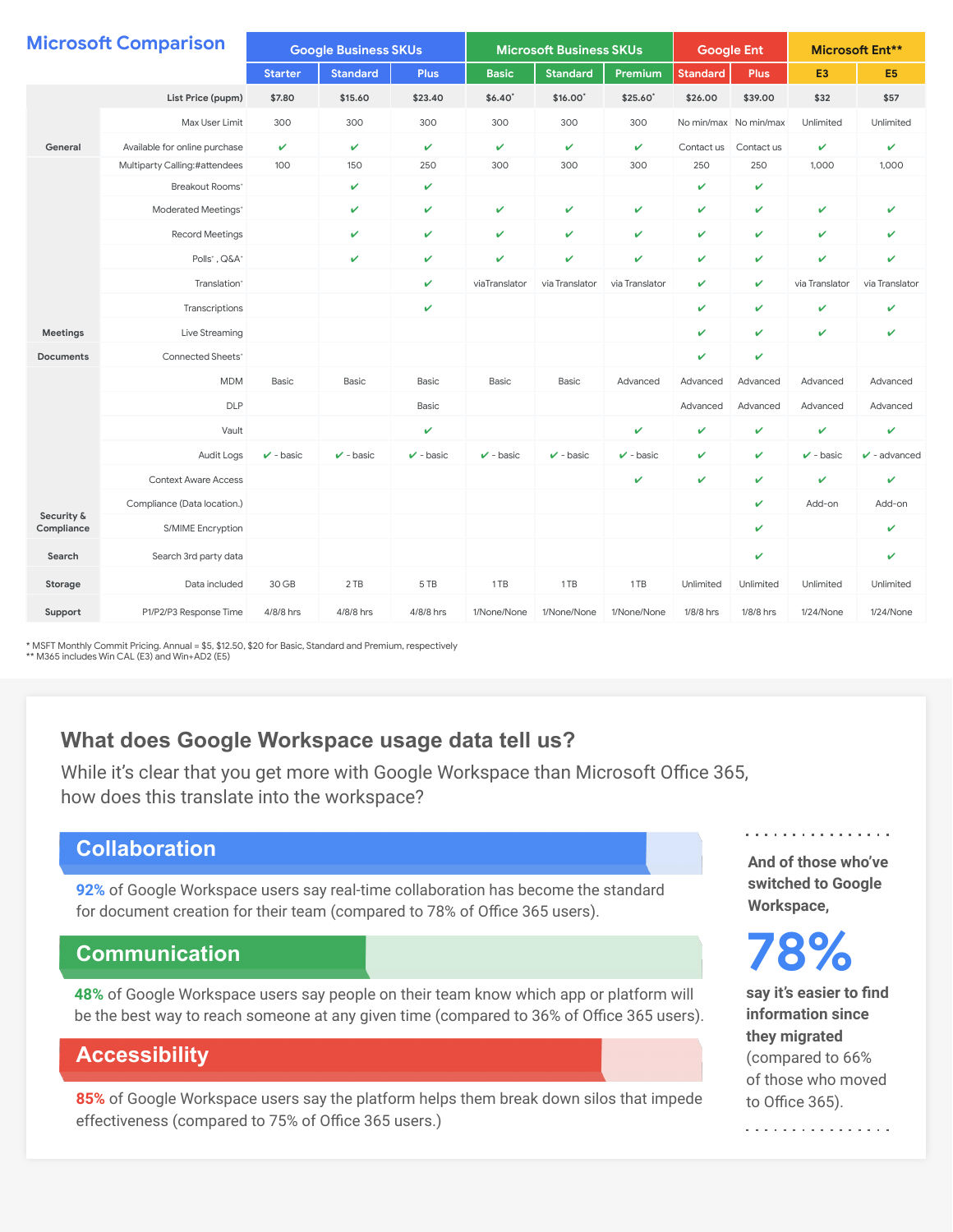# Microsoft Comparison

| | | Google Business SKUs | | | Microsoft Business SKUs | | | Google Ent | | Microsoft Ent** | |
|---|---|---|---|---|---|---|---|---|---|---|---|
| | | Starter | Standard | Plus | Basic | Standard | Premium | Standard | Plus | E3 | E5 |
| | List Price (pupm) | $7.80 | $15.60 | $23.40 | $6.40* | $16.00* | $25.60* | $26.00 | $39.00 | $32 | $57 |
| General | Max User Limit | 300 | 300 | 300 | 300 | 300 | 300 | No min/max | No min/max | Unlimited | Unlimited |
| | Available for online purchase | ✔ | ✔ | ✔ | ✔ | ✔ | ✔ | Contact us | Contact us | ✔ | ✔ |
| Meetings | Multiparty Calling:#attendees | 100 | 150 | 250 | 300 | 300 | 300 | 250 | 250 | 1,000 | 1,000 |
| | Breakout Rooms* | | ✔ | ✔ | | | | ✔ | ✔ | | |
| | Moderated Meetings* | | ✔ | ✔ | ✔ | ✔ | ✔ | ✔ | ✔ | ✔ | ✔ |
| | Record Meetings | | ✔ | ✔ | ✔ | ✔ | ✔ | ✔ | ✔ | ✔ | ✔ |
| | Polls*, Q&A* | | ✔ | ✔ | ✔ | ✔ | ✔ | ✔ | ✔ | ✔ | ✔ |
| | Translation* | | | ✔ | viaTranslator | via Translator | via Translator | ✔ | ✔ | via Translator | via Translator |
| | Transcriptions | | | ✔ | | | | ✔ | ✔ | ✔ | ✔ |
| | Live Streaming | | | | | | | ✔ | ✔ | ✔ | ✔ |
| Documents | Connected Sheets* | | | | | | | ✔ | ✔ | | |
| Security & Compliance | MDM | Basic | Basic | Basic | Basic | Basic | Advanced | Advanced | Advanced | Advanced | Advanced |
| | DLP | | | Basic | | | | Advanced | Advanced | Advanced | Advanced |
| | Vault | | | ✔ | | | ✔ | ✔ | ✔ | ✔ | ✔ |
| | Audit Logs | ✔ - basic | ✔ - basic | ✔ - basic | ✔ - basic | ✔ - basic | ✔ - basic | ✔ | ✔ | ✔ - basic | ✔ - advanced |
| | Context Aware Access | | | | | | ✔ | ✔ | ✔ | ✔ | ✔ |
| | Compliance (Data location.) | | | | | | | | ✔ | Add-on | Add-on |
| | S/MIME Encryption | | | | | | | | ✔ | | ✔ |
| Search | Search 3rd party data | | | | | | | | ✔ | | ✔ |
| Storage | Data included | 30 GB | 2 TB | 5 TB | 1 TB | 1 TB | 1 TB | Unlimited | Unlimited | Unlimited | Unlimited |
| Support | P1/P2/P3 Response Time | 4/8/8 hrs | 4/8/8 hrs | 4/8/8 hrs | 1/None/None | 1/None/None | 1/None/None | 1/8/8 hrs | 1/8/8 hrs | 1/24/None | 1/24/None |

\* MSFT Monthly Commit Pricing. Annual = $5, $12.50, $20 for Basic, Standard and Premium, respectively
\** M365 includes Win CAL (E3) and Win+AD2 (E5)

## What does Google Workspace usage data tell us?

While it's clear that you get more with Google Workspace than Microsoft Office 365, how does this translate into the workspace?

### Collaboration

**92%** of Google Workspace users say real-time collaboration has become the standard for document creation for their team (compared to 78% of Office 365 users).

### Communication

**48%** of Google Workspace users say people on their team know which app or platform will be the best way to reach someone at any given time (compared to 36% of Office 365 users).

### Accessibility

**85%** of Google Workspace users say the platform helps them break down silos that impede effectiveness (compared to 75% of Office 365 users.)

**And of those who've switched to Google Workspace,**

**78%**

**say it's easier to find information since they migrated** (compared to 66% of those who moved to Office 365).